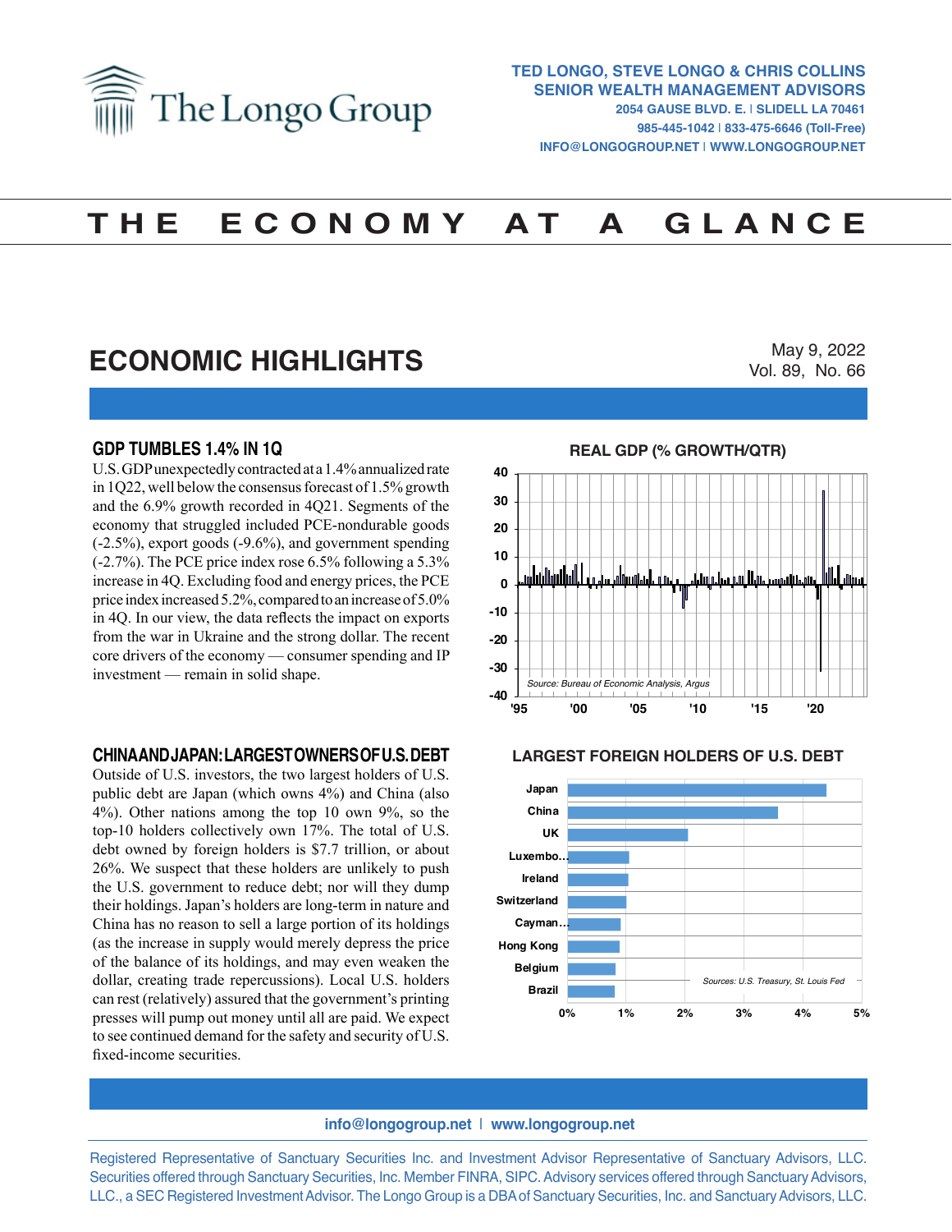# The Longo Group

**TED LONGO, STEVE LONGO & CHRIS COLLINS**
**SENIOR WEALTH MANAGEMENT ADVISORS**
2054 GAUSE BLVD. E. | SLIDELL LA 70461
985-445-1042 | 833-475-6646 (Toll-Free)
INFO@LONGOGROUP.NET | WWW.LONGOGROUP.NET

# THE ECONOMY AT A GLANCE

## ECONOMIC HIGHLIGHTS

May 9, 2022
Vol. 89, No. 66

### GDP TUMBLES 1.4% IN 1Q

U.S. GDP unexpectedly contracted at a 1.4% annualized rate in 1Q22, well below the consensus forecast of 1.5% growth and the 6.9% growth recorded in 4Q21. Segments of the economy that struggled included PCE-nondurable goods (-2.5%), export goods (-9.6%), and government spending (-2.7%). The PCE price index rose 6.5% following a 5.3% increase in 4Q. Excluding food and energy prices, the PCE price index increased 5.2%, compared to an increase of 5.0% in 4Q. In our view, the data reflects the impact on exports from the war in Ukraine and the strong dollar. The recent core drivers of the economy — consumer spending and IP investment — remain in solid shape.

**REAL GDP (% GROWTH/QTR)**

*Source: Bureau of Economic Analysis, Argus*

### CHINA AND JAPAN: LARGEST OWNERS OF U.S. DEBT

Outside of U.S. investors, the two largest holders of U.S. public debt are Japan (which owns 4%) and China (also 4%). Other nations among the top 10 own 9%, so the top-10 holders collectively own 17%. The total of U.S. debt owned by foreign holders is $7.7 trillion, or about 26%. We suspect that these holders are unlikely to push the U.S. government to reduce debt; nor will they dump their holdings. Japan's holders are long-term in nature and China has no reason to sell a large portion of its holdings (as the increase in supply would merely depress the price of the balance of its holdings, and may even weaken the dollar, creating trade repercussions). Local U.S. holders can rest (relatively) assured that the government's printing presses will pump out money until all are paid. We expect to see continued demand for the safety and security of U.S. fixed-income securities.

**LARGEST FOREIGN HOLDERS OF U.S. DEBT**

*Sources: U.S. Treasury, St. Louis Fed*

---

info@longogroup.net | www.longogroup.net

Registered Representative of Sanctuary Securities Inc. and Investment Advisor Representative of Sanctuary Advisors, LLC. Securities offered through Sanctuary Securities, Inc. Member FINRA, SIPC. Advisory services offered through Sanctuary Advisors, LLC., a SEC Registered Investment Advisor. The Longo Group is a DBA of Sanctuary Securities, Inc. and Sanctuary Advisors, LLC.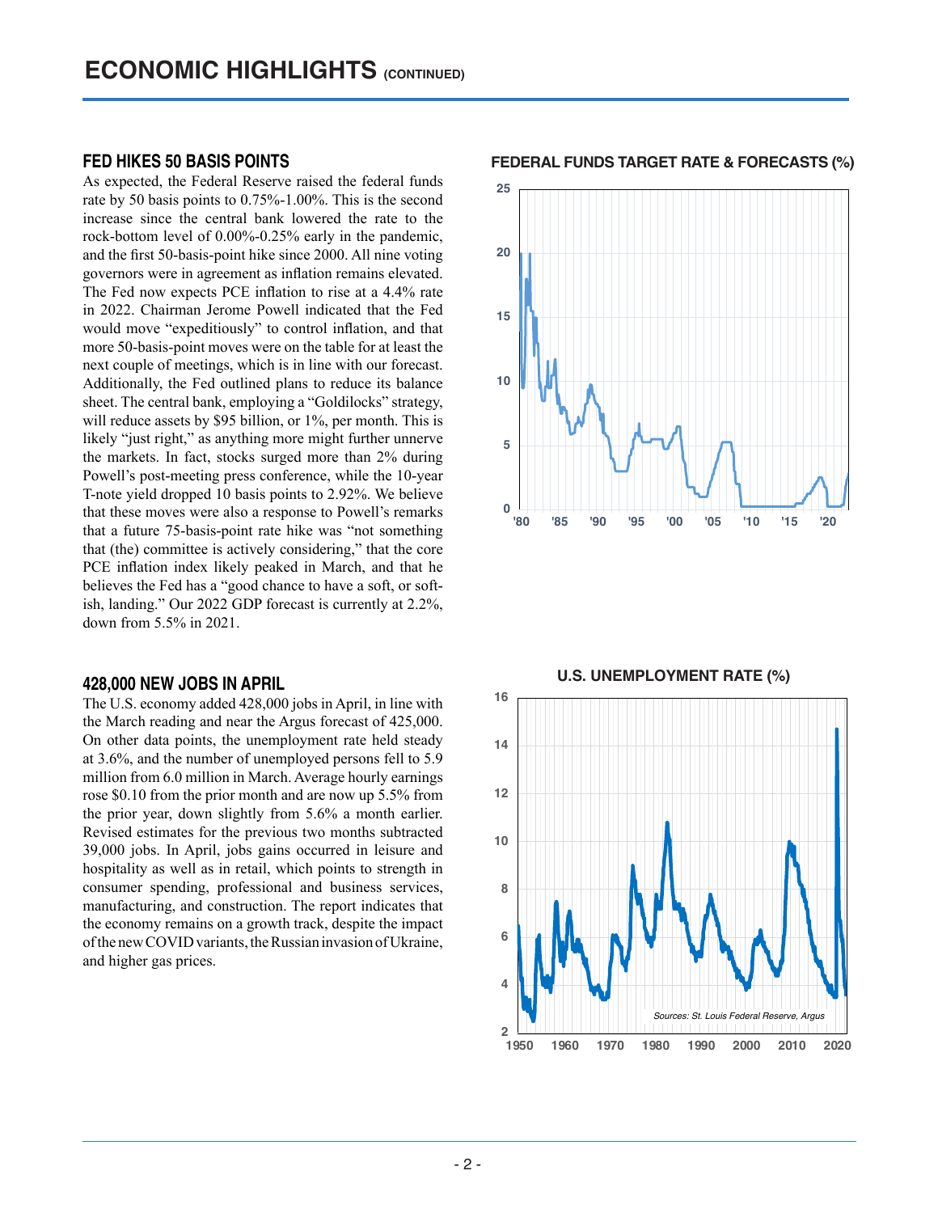# ECONOMIC HIGHLIGHTS (CONTINUED)

## FED HIKES 50 BASIS POINTS

As expected, the Federal Reserve raised the federal funds rate by 50 basis points to 0.75%-1.00%. This is the second increase since the central bank lowered the rate to the rock-bottom level of 0.00%-0.25% early in the pandemic, and the first 50-basis-point hike since 2000. All nine voting governors were in agreement as inflation remains elevated. The Fed now expects PCE inflation to rise at a 4.4% rate in 2022. Chairman Jerome Powell indicated that the Fed would move "expeditiously" to control inflation, and that more 50-basis-point moves were on the table for at least the next couple of meetings, which is in line with our forecast. Additionally, the Fed outlined plans to reduce its balance sheet. The central bank, employing a "Goldilocks" strategy, will reduce assets by $95 billion, or 1%, per month. This is likely "just right," as anything more might further unnerve the markets. In fact, stocks surged more than 2% during Powell's post-meeting press conference, while the 10-year T-note yield dropped 10 basis points to 2.92%. We believe that these moves were also a response to Powell's remarks that a future 75-basis-point rate hike was "not something that (the) committee is actively considering," that the core PCE inflation index likely peaked in March, and that he believes the Fed has a "good chance to have a soft, or soft-ish, landing." Our 2022 GDP forecast is currently at 2.2%, down from 5.5% in 2021.

**FEDERAL FUNDS TARGET RATE & FORECASTS (%)**

## 428,000 NEW JOBS IN APRIL

The U.S. economy added 428,000 jobs in April, in line with the March reading and near the Argus forecast of 425,000. On other data points, the unemployment rate held steady at 3.6%, and the number of unemployed persons fell to 5.9 million from 6.0 million in March. Average hourly earnings rose $0.10 from the prior month and are now up 5.5% from the prior year, down slightly from 5.6% a month earlier. Revised estimates for the previous two months subtracted 39,000 jobs. In April, jobs gains occurred in leisure and hospitality as well as in retail, which points to strength in consumer spending, professional and business services, manufacturing, and construction. The report indicates that the economy remains on a growth track, despite the impact of the new COVID variants, the Russian invasion of Ukraine, and higher gas prices.

**U.S. UNEMPLOYMENT RATE (%)**

*Sources: St. Louis Federal Reserve, Argus*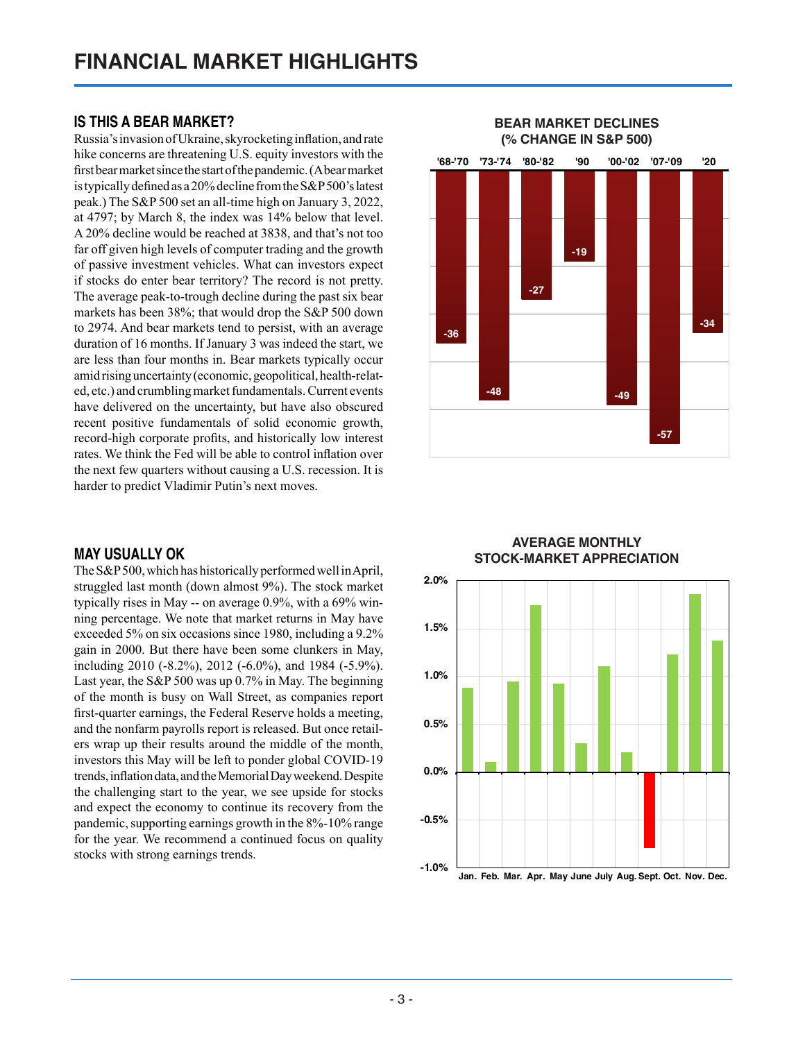## FINANCIAL MARKET HIGHLIGHTS

### IS THIS A BEAR MARKET?

Russia's invasion of Ukraine, skyrocketing inflation, and rate hike concerns are threatening U.S. equity investors with the first bear market since the start of the pandemic. (A bear market is typically defined as a 20% decline from the S&P 500's latest peak.) The S&P 500 set an all-time high on January 3, 2022, at 4797; by March 8, the index was 14% below that level. A 20% decline would be reached at 3838, and that's not too far off given high levels of computer trading and the growth of passive investment vehicles. What can investors expect if stocks do enter bear territory? The record is not pretty. The average peak-to-trough decline during the past six bear markets has been 38%; that would drop the S&P 500 down to 2974. And bear markets tend to persist, with an average duration of 16 months. If January 3 was indeed the start, we are less than four months in. Bear markets typically occur amid rising uncertainty (economic, geopolitical, health-related, etc.) and crumbling market fundamentals. Current events have delivered on the uncertainty, but have also obscured recent positive fundamentals of solid economic growth, record-high corporate profits, and historically low interest rates. We think the Fed will be able to control inflation over the next few quarters without causing a U.S. recession. It is harder to predict Vladimir Putin's next moves.

**BEAR MARKET DECLINES (% CHANGE IN S&P 500)**

| '68-'70 | '73-'74 | '80-'82 | '90 | '00-'02 | '07-'09 | '20 |
|---|---|---|---|---|---|---|
| -36 | -48 | -27 | -19 | -49 | -57 | -34 |

### MAY USUALLY OK

The S&P 500, which has historically performed well in April, struggled last month (down almost 9%). The stock market typically rises in May -- on average 0.9%, with a 69% winning percentage. We note that market returns in May have exceeded 5% on six occasions since 1980, including a 9.2% gain in 2000. But there have been some clunkers in May, including 2010 (-8.2%), 2012 (-6.0%), and 1984 (-5.9%). Last year, the S&P 500 was up 0.7% in May. The beginning of the month is busy on Wall Street, as companies report first-quarter earnings, the Federal Reserve holds a meeting, and the nonfarm payrolls report is released. But once retailers wrap up their results around the middle of the month, investors this May will be left to ponder global COVID-19 trends, inflation data, and the Memorial Day weekend. Despite the challenging start to the year, we see upside for stocks and expect the economy to continue its recovery from the pandemic, supporting earnings growth in the 8%-10% range for the year. We recommend a continued focus on quality stocks with strong earnings trends.

**AVERAGE MONTHLY STOCK-MARKET APPRECIATION**

| Jan. | Feb. | Mar. | Apr. | May | June | July | Aug. | Sept. | Oct. | Nov. | Dec. |
|---|---|---|---|---|---|---|---|---|---|---|---|
| ~0.9% | ~0.1% | ~0.9% | ~1.7% | ~0.9% | ~0.3% | ~1.1% | ~0.2% | ~-0.8% | ~1.2% | ~1.9% | ~1.4% |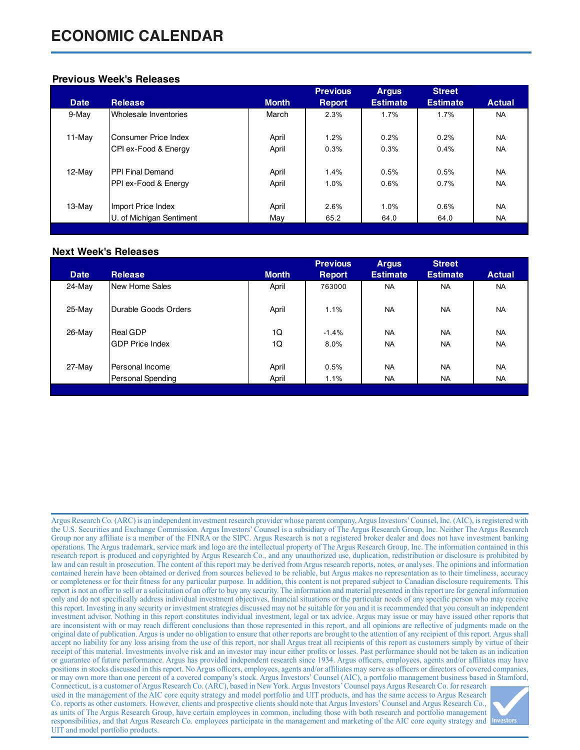# ECONOMIC CALENDAR

## Previous Week's Releases

| Date | Release | Month | Previous Report | Argus Estimate | Street Estimate | Actual |
|---|---|---|---|---|---|---|
| 9-May | Wholesale Inventories | March | 2.3% | 1.7% | 1.7% | NA |
| 11-May | Consumer Price Index | April | 1.2% | 0.2% | 0.2% | NA |
| | CPI ex-Food & Energy | April | 0.3% | 0.3% | 0.4% | NA |
| 12-May | PPI Final Demand | April | 1.4% | 0.5% | 0.5% | NA |
| | PPI ex-Food & Energy | April | 1.0% | 0.6% | 0.7% | NA |
| 13-May | Import Price Index | April | 2.6% | 1.0% | 0.6% | NA |
| | U. of Michigan Sentiment | May | 65.2 | 64.0 | 64.0 | NA |

## Next Week's Releases

| Date | Release | Month | Previous Report | Argus Estimate | Street Estimate | Actual |
|---|---|---|---|---|---|---|
| 24-May | New Home Sales | April | 763000 | NA | NA | NA |
| 25-May | Durable Goods Orders | April | 1.1% | NA | NA | NA |
| 26-May | Real GDP | 1Q | -1.4% | NA | NA | NA |
| | GDP Price Index | 1Q | 8.0% | NA | NA | NA |
| 27-May | Personal Income | April | 0.5% | NA | NA | NA |
| | Personal Spending | April | 1.1% | NA | NA | NA |

Argus Research Co. (ARC) is an independent investment research provider whose parent company, Argus Investors' Counsel, Inc. (AIC), is registered with the U.S. Securities and Exchange Commission. Argus Investors' Counsel is a subsidiary of The Argus Research Group, Inc. Neither The Argus Research Group nor any affiliate is a member of the FINRA or the SIPC. Argus Research is not a registered broker dealer and does not have investment banking operations. The Argus trademark, service mark and logo are the intellectual property of The Argus Research Group, Inc. The information contained in this research report is produced and copyrighted by Argus Research Co., and any unauthorized use, duplication, redistribution or disclosure is prohibited by law and can result in prosecution. The content of this report may be derived from Argus research reports, notes, or analyses. The opinions and information contained herein have been obtained or derived from sources believed to be reliable, but Argus makes no representation as to their timeliness, accuracy or completeness or for their fitness for any particular purpose. In addition, this content is not prepared subject to Canadian disclosure requirements. This report is not an offer to sell or a solicitation of an offer to buy any security. The information and material presented in this report are for general information only and do not specifically address individual investment objectives, financial situations or the particular needs of any specific person who may receive this report. Investing in any security or investment strategies discussed may not be suitable for you and it is recommended that you consult an independent investment advisor. Nothing in this report constitutes individual investment, legal or tax advice. Argus may issue or may have issued other reports that are inconsistent with or may reach different conclusions than those represented in this report, and all opinions are reflective of judgments made on the original date of publication. Argus is under no obligation to ensure that other reports are brought to the attention of any recipient of this report. Argus shall accept no liability for any loss arising from the use of this report, nor shall Argus treat all recipients of this report as customers simply by virtue of their receipt of this material. Investments involve risk and an investor may incur either profits or losses. Past performance should not be taken as an indication or guarantee of future performance. Argus has provided independent research since 1934. Argus officers, employees, agents and/or affiliates may have positions in stocks discussed in this report. No Argus officers, employees, agents and/or affiliates may serve as officers or directors of covered companies, or may own more than one percent of a covered company's stock. Argus Investors' Counsel (AIC), a portfolio management business based in Stamford, Connecticut, is a customer of Argus Research Co. (ARC), based in New York. Argus Investors' Counsel pays Argus Research Co. for research used in the management of the AIC core equity strategy and model portfolio and UIT products, and has the same access to Argus Research Co. reports as other customers. However, clients and prospective clients should note that Argus Investors' Counsel and Argus Research Co., as units of The Argus Research Group, have certain employees in common, including those with both research and portfolio management responsibilities, and that Argus Research Co. employees participate in the management and marketing of the AIC core equity strategy and UIT and model portfolio products.